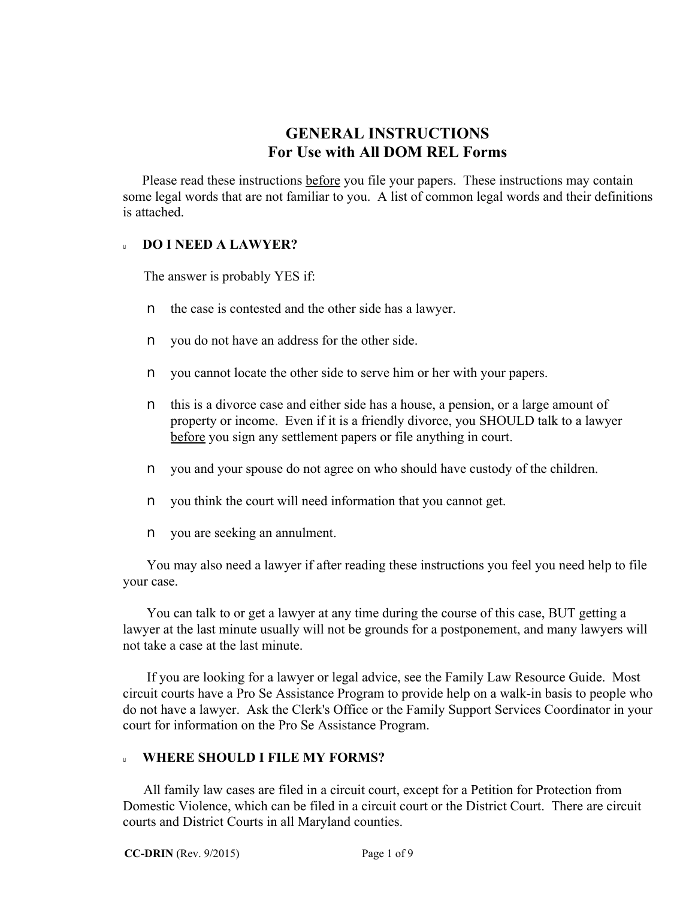# GENERAL INSTRUCTIONS
## For Use with All DOM REL Forms

Please read these instructions <u>before</u> you file your papers. These instructions may contain some legal words that are not familiar to you. A list of common legal words and their definitions is attached.

### DO I NEED A LAWYER?

The answer is probably YES if:

- the case is contested and the other side has a lawyer.
- you do not have an address for the other side.
- you cannot locate the other side to serve him or her with your papers.
- this is a divorce case and either side has a house, a pension, or a large amount of property or income. Even if it is a friendly divorce, you SHOULD talk to a lawyer <u>before</u> you sign any settlement papers or file anything in court.
- you and your spouse do not agree on who should have custody of the children.
- you think the court will need information that you cannot get.
- you are seeking an annulment.

You may also need a lawyer if after reading these instructions you feel you need help to file your case.

You can talk to or get a lawyer at any time during the course of this case, BUT getting a lawyer at the last minute usually will not be grounds for a postponement, and many lawyers will not take a case at the last minute.

If you are looking for a lawyer or legal advice, see the Family Law Resource Guide. Most circuit courts have a Pro Se Assistance Program to provide help on a walk-in basis to people who do not have a lawyer. Ask the Clerk's Office or the Family Support Services Coordinator in your court for information on the Pro Se Assistance Program.

### WHERE SHOULD I FILE MY FORMS?

All family law cases are filed in a circuit court, except for a Petition for Protection from Domestic Violence, which can be filed in a circuit court or the District Court. There are circuit courts and District Courts in all Maryland counties.

**CC-DRIN** (Rev. 9/2015)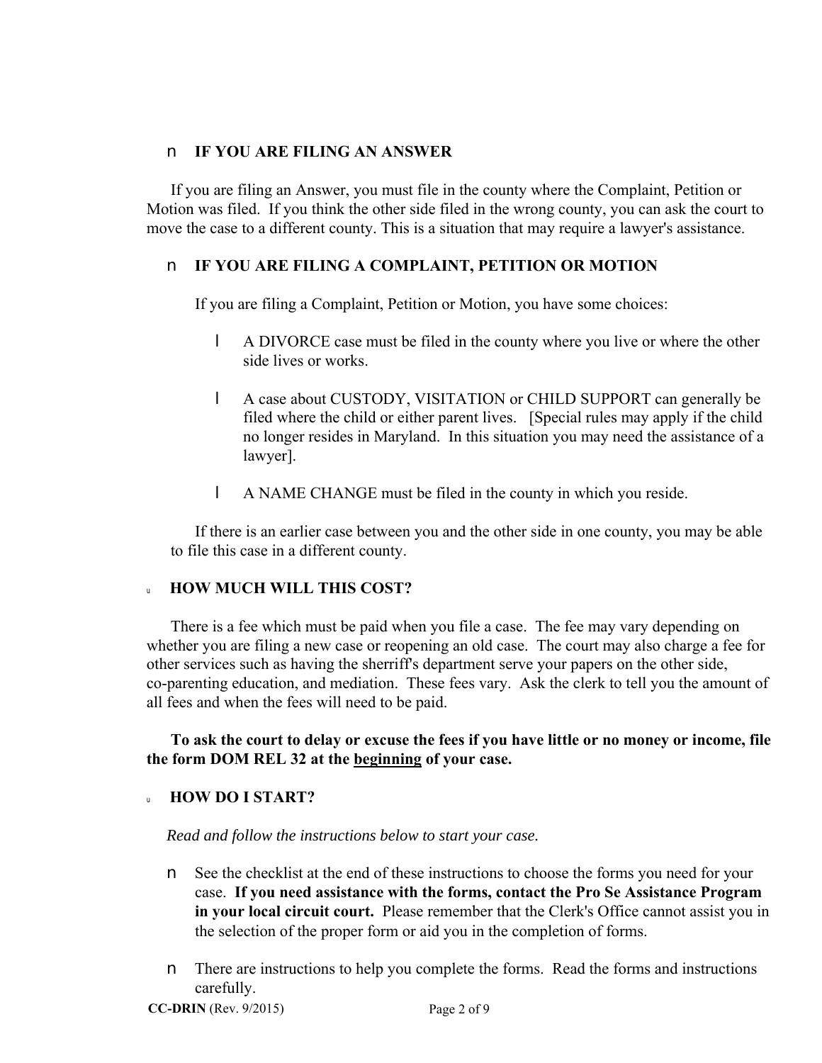- **IF YOU ARE FILING AN ANSWER**

If you are filing an Answer, you must file in the county where the Complaint, Petition or Motion was filed. If you think the other side filed in the wrong county, you can ask the court to move the case to a different county. This is a situation that may require a lawyer's assistance.

- **IF YOU ARE FILING A COMPLAINT, PETITION OR MOTION**

  If you are filing a Complaint, Petition or Motion, you have some choices:

  - A DIVORCE case must be filed in the county where you live or where the other side lives or works.
  - A case about CUSTODY, VISITATION or CHILD SUPPORT can generally be filed where the child or either parent lives. [Special rules may apply if the child no longer resides in Maryland. In this situation you may need the assistance of a lawyer].
  - A NAME CHANGE must be filed in the county in which you reside.

  If there is an earlier case between you and the other side in one county, you may be able to file this case in a different county.

## HOW MUCH WILL THIS COST?

There is a fee which must be paid when you file a case. The fee may vary depending on whether you are filing a new case or reopening an old case. The court may also charge a fee for other services such as having the sherriff's department serve your papers on the other side, co-parenting education, and mediation. These fees vary. Ask the clerk to tell you the amount of all fees and when the fees will need to be paid.

**To ask the court to delay or excuse the fees if you have little or no money or income, file the form DOM REL 32 at the <u>beginning</u> of your case.**

## HOW DO I START?

*Read and follow the instructions below to start your case.*

- See the checklist at the end of these instructions to choose the forms you need for your case. **If you need assistance with the forms, contact the Pro Se Assistance Program in your local circuit court.** Please remember that the Clerk's Office cannot assist you in the selection of the proper form or aid you in the completion of forms.
- There are instructions to help you complete the forms. Read the forms and instructions carefully.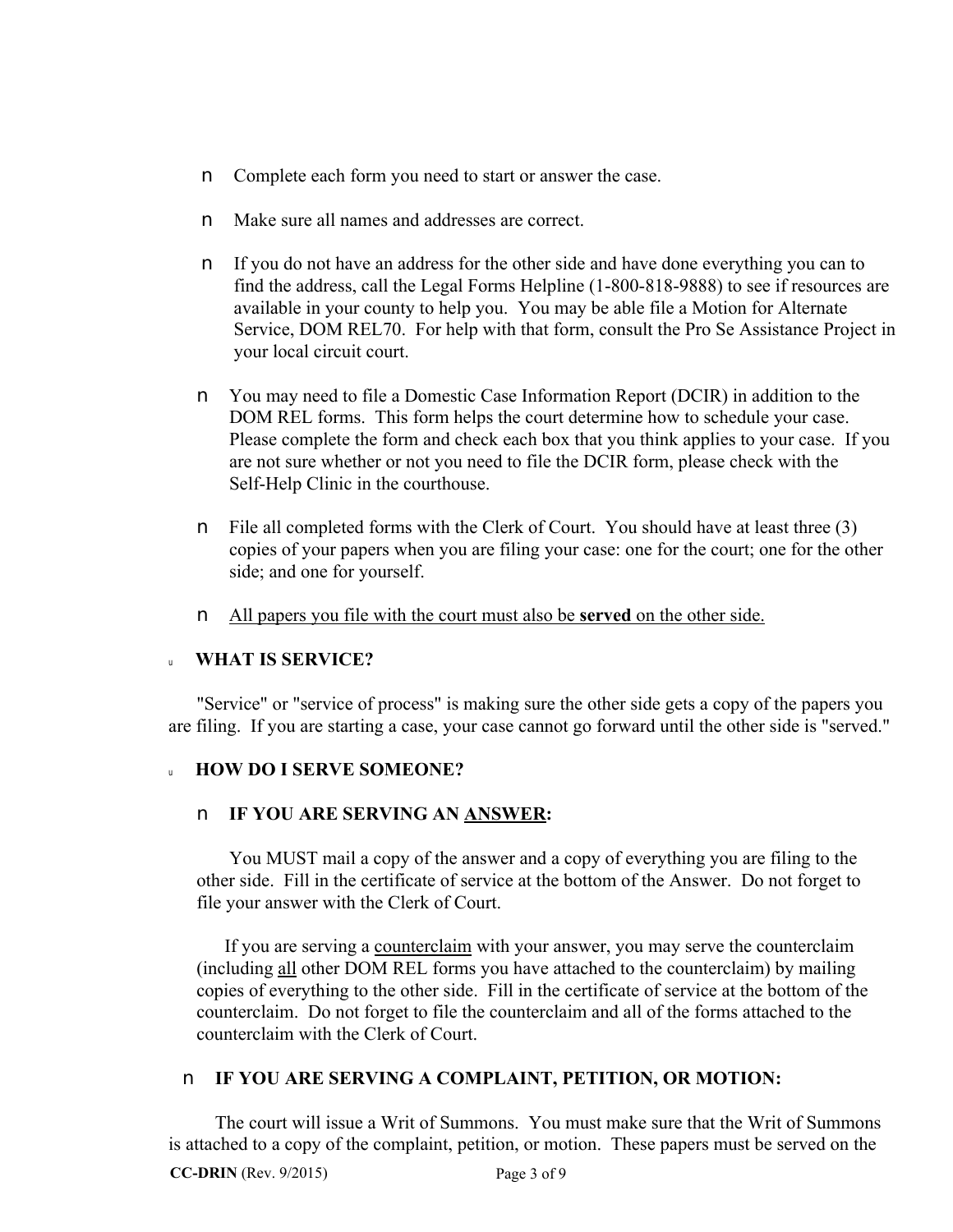- Complete each form you need to start or answer the case.
- Make sure all names and addresses are correct.
- If you do not have an address for the other side and have done everything you can to find the address, call the Legal Forms Helpline (1-800-818-9888) to see if resources are available in your county to help you. You may be able file a Motion for Alternate Service, DOM REL70. For help with that form, consult the Pro Se Assistance Project in your local circuit court.
- You may need to file a Domestic Case Information Report (DCIR) in addition to the DOM REL forms. This form helps the court determine how to schedule your case. Please complete the form and check each box that you think applies to your case. If you are not sure whether or not you need to file the DCIR form, please check with the Self-Help Clinic in the courthouse.
- File all completed forms with the Clerk of Court. You should have at least three (3) copies of your papers when you are filing your case: one for the court; one for the other side; and one for yourself.
- <u>All papers you file with the court must also be **served** on the other side.</u>

## WHAT IS SERVICE?

"Service" or "service of process" is making sure the other side gets a copy of the papers you are filing. If you are starting a case, your case cannot go forward until the other side is "served."

## HOW DO I SERVE SOMEONE?

### IF YOU ARE SERVING AN <u>ANSWER</u>:

You MUST mail a copy of the answer and a copy of everything you are filing to the other side. Fill in the certificate of service at the bottom of the Answer. Do not forget to file your answer with the Clerk of Court.

If you are serving a <u>counterclaim</u> with your answer, you may serve the counterclaim (including <u>all</u> other DOM REL forms you have attached to the counterclaim) by mailing copies of everything to the other side. Fill in the certificate of service at the bottom of the counterclaim. Do not forget to file the counterclaim and all of the forms attached to the counterclaim with the Clerk of Court.

### IF YOU ARE SERVING A COMPLAINT, PETITION, OR MOTION:

The court will issue a Writ of Summons. You must make sure that the Writ of Summons is attached to a copy of the complaint, petition, or motion. These papers must be served on the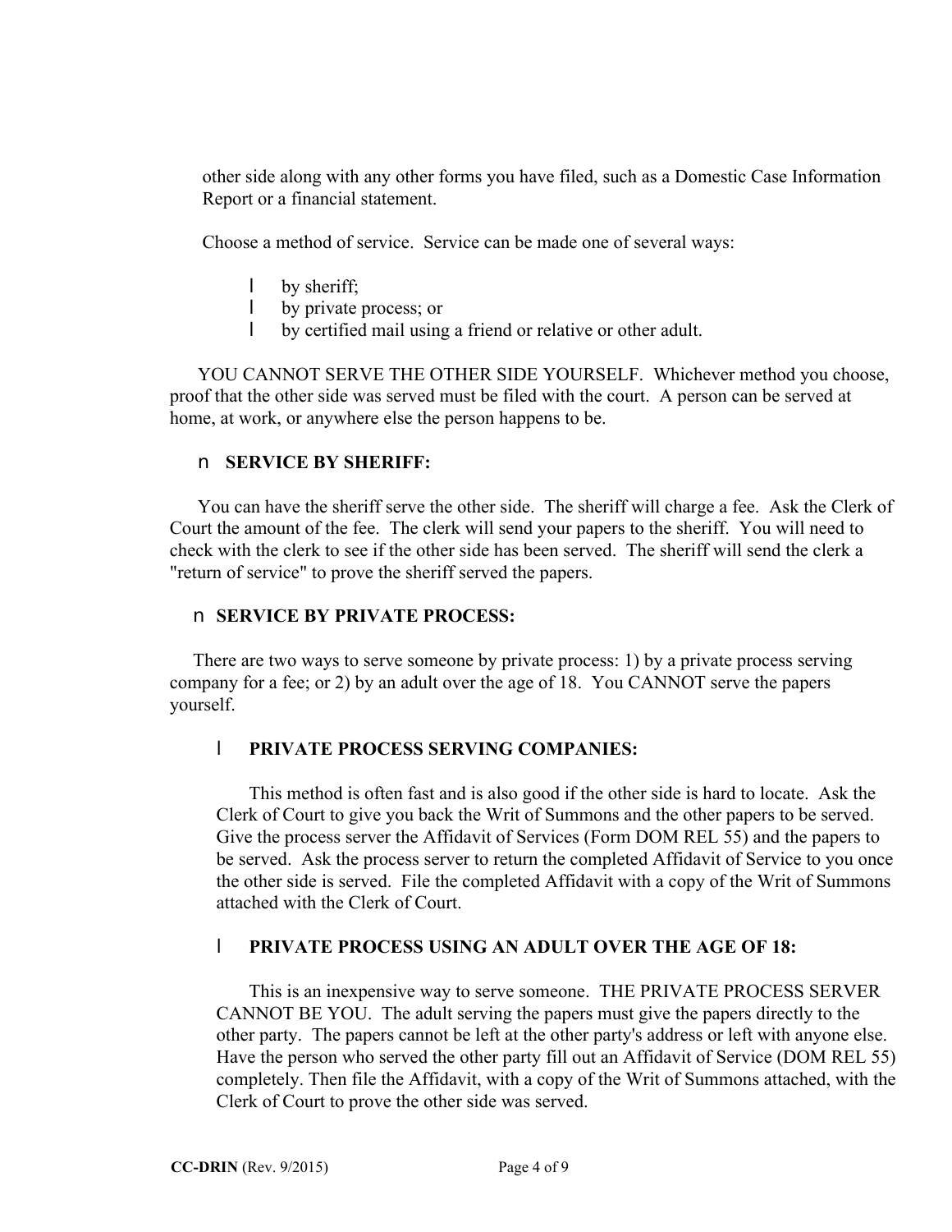other side along with any other forms you have filed, such as a Domestic Case Information Report or a financial statement.

Choose a method of service. Service can be made one of several ways:

- by sheriff;
- by private process; or
- by certified mail using a friend or relative or other adult.

YOU CANNOT SERVE THE OTHER SIDE YOURSELF. Whichever method you choose, proof that the other side was served must be filed with the court. A person can be served at home, at work, or anywhere else the person happens to be.

- **SERVICE BY SHERIFF:**

You can have the sheriff serve the other side. The sheriff will charge a fee. Ask the Clerk of Court the amount of the fee. The clerk will send your papers to the sheriff. You will need to check with the clerk to see if the other side has been served. The sheriff will send the clerk a "return of service" to prove the sheriff served the papers.

- **SERVICE BY PRIVATE PROCESS:**

There are two ways to serve someone by private process: 1) by a private process serving company for a fee; or 2) by an adult over the age of 18. You CANNOT serve the papers yourself.

- **PRIVATE PROCESS SERVING COMPANIES:**

  This method is often fast and is also good if the other side is hard to locate. Ask the Clerk of Court to give you back the Writ of Summons and the other papers to be served. Give the process server the Affidavit of Services (Form DOM REL 55) and the papers to be served. Ask the process server to return the completed Affidavit of Service to you once the other side is served. File the completed Affidavit with a copy of the Writ of Summons attached with the Clerk of Court.

- **PRIVATE PROCESS USING AN ADULT OVER THE AGE OF 18:**

  This is an inexpensive way to serve someone. THE PRIVATE PROCESS SERVER CANNOT BE YOU. The adult serving the papers must give the papers directly to the other party. The papers cannot be left at the other party's address or left with anyone else. Have the person who served the other party fill out an Affidavit of Service (DOM REL 55) completely. Then file the Affidavit, with a copy of the Writ of Summons attached, with the Clerk of Court to prove the other side was served.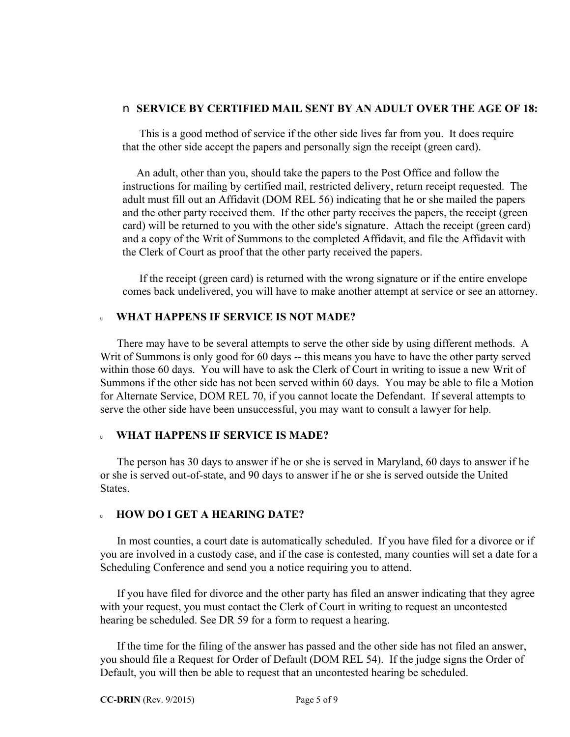## SERVICE BY CERTIFIED MAIL SENT BY AN ADULT OVER THE AGE OF 18:

This is a good method of service if the other side lives far from you. It does require that the other side accept the papers and personally sign the receipt (green card).

An adult, other than you, should take the papers to the Post Office and follow the instructions for mailing by certified mail, restricted delivery, return receipt requested. The adult must fill out an Affidavit (DOM REL 56) indicating that he or she mailed the papers and the other party received them. If the other party receives the papers, the receipt (green card) will be returned to you with the other side's signature. Attach the receipt (green card) and a copy of the Writ of Summons to the completed Affidavit, and file the Affidavit with the Clerk of Court as proof that the other party received the papers.

If the receipt (green card) is returned with the wrong signature or if the entire envelope comes back undelivered, you will have to make another attempt at service or see an attorney.

## WHAT HAPPENS IF SERVICE IS NOT MADE?

There may have to be several attempts to serve the other side by using different methods. A Writ of Summons is only good for 60 days -- this means you have to have the other party served within those 60 days. You will have to ask the Clerk of Court in writing to issue a new Writ of Summons if the other side has not been served within 60 days. You may be able to file a Motion for Alternate Service, DOM REL 70, if you cannot locate the Defendant. If several attempts to serve the other side have been unsuccessful, you may want to consult a lawyer for help.

## WHAT HAPPENS IF SERVICE IS MADE?

The person has 30 days to answer if he or she is served in Maryland, 60 days to answer if he or she is served out-of-state, and 90 days to answer if he or she is served outside the United States.

## HOW DO I GET A HEARING DATE?

In most counties, a court date is automatically scheduled. If you have filed for a divorce or if you are involved in a custody case, and if the case is contested, many counties will set a date for a Scheduling Conference and send you a notice requiring you to attend.

If you have filed for divorce and the other party has filed an answer indicating that they agree with your request, you must contact the Clerk of Court in writing to request an uncontested hearing be scheduled. See DR 59 for a form to request a hearing.

If the time for the filing of the answer has passed and the other side has not filed an answer, you should file a Request for Order of Default (DOM REL 54). If the judge signs the Order of Default, you will then be able to request that an uncontested hearing be scheduled.

**CC-DRIN** (Rev. 9/2015)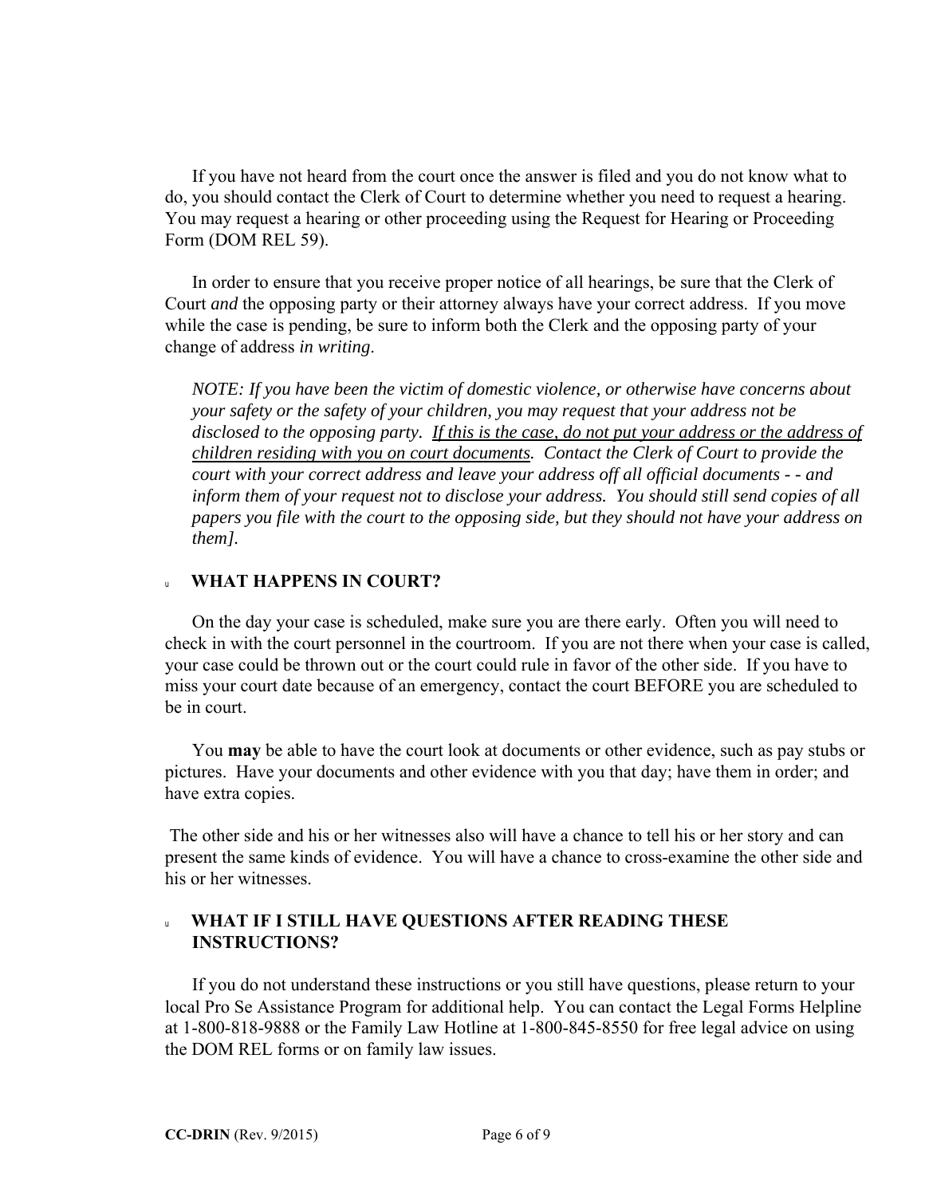If you have not heard from the court once the answer is filed and you do not know what to do, you should contact the Clerk of Court to determine whether you need to request a hearing. You may request a hearing or other proceeding using the Request for Hearing or Proceeding Form (DOM REL 59).

In order to ensure that you receive proper notice of all hearings, be sure that the Clerk of Court *and* the opposing party or their attorney always have your correct address. If you move while the case is pending, be sure to inform both the Clerk and the opposing party of your change of address *in writing*.

> *NOTE: If you have been the victim of domestic violence, or otherwise have concerns about your safety or the safety of your children, you may request that your address not be disclosed to the opposing party. <u>If this is the case, do not put your address or the address of children residing with you on court documents</u>. Contact the Clerk of Court to provide the court with your correct address and leave your address off all official documents - - and inform them of your request not to disclose your address. You should still send copies of all papers you file with the court to the opposing side, but they should not have your address on them].*

## WHAT HAPPENS IN COURT?

On the day your case is scheduled, make sure you are there early. Often you will need to check in with the court personnel in the courtroom. If you are not there when your case is called, your case could be thrown out or the court could rule in favor of the other side. If you have to miss your court date because of an emergency, contact the court BEFORE you are scheduled to be in court.

You **may** be able to have the court look at documents or other evidence, such as pay stubs or pictures. Have your documents and other evidence with you that day; have them in order; and have extra copies.

The other side and his or her witnesses also will have a chance to tell his or her story and can present the same kinds of evidence. You will have a chance to cross-examine the other side and his or her witnesses.

## WHAT IF I STILL HAVE QUESTIONS AFTER READING THESE INSTRUCTIONS?

If you do not understand these instructions or you still have questions, please return to your local Pro Se Assistance Program for additional help. You can contact the Legal Forms Helpline at 1-800-818-9888 or the Family Law Hotline at 1-800-845-8550 for free legal advice on using the DOM REL forms or on family law issues.

**CC-DRIN** (Rev. 9/2015)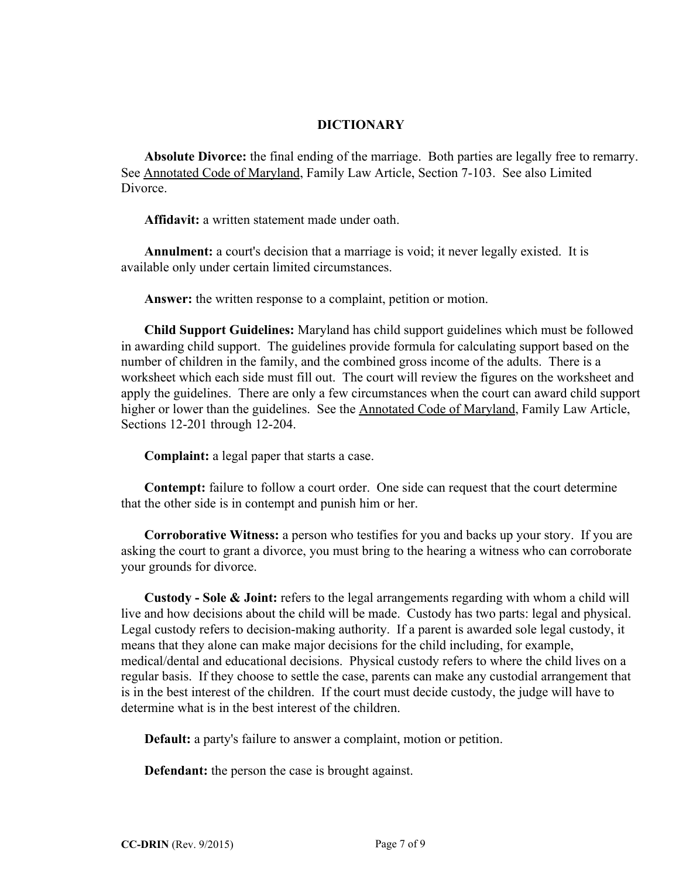## DICTIONARY

**Absolute Divorce:** the final ending of the marriage. Both parties are legally free to remarry. See Annotated Code of Maryland, Family Law Article, Section 7-103. See also Limited Divorce.

**Affidavit:** a written statement made under oath.

**Annulment:** a court's decision that a marriage is void; it never legally existed. It is available only under certain limited circumstances.

**Answer:** the written response to a complaint, petition or motion.

**Child Support Guidelines:** Maryland has child support guidelines which must be followed in awarding child support. The guidelines provide formula for calculating support based on the number of children in the family, and the combined gross income of the adults. There is a worksheet which each side must fill out. The court will review the figures on the worksheet and apply the guidelines. There are only a few circumstances when the court can award child support higher or lower than the guidelines. See the Annotated Code of Maryland, Family Law Article, Sections 12-201 through 12-204.

**Complaint:** a legal paper that starts a case.

**Contempt:** failure to follow a court order. One side can request that the court determine that the other side is in contempt and punish him or her.

**Corroborative Witness:** a person who testifies for you and backs up your story. If you are asking the court to grant a divorce, you must bring to the hearing a witness who can corroborate your grounds for divorce.

**Custody - Sole & Joint:** refers to the legal arrangements regarding with whom a child will live and how decisions about the child will be made. Custody has two parts: legal and physical. Legal custody refers to decision-making authority. If a parent is awarded sole legal custody, it means that they alone can make major decisions for the child including, for example, medical/dental and educational decisions. Physical custody refers to where the child lives on a regular basis. If they choose to settle the case, parents can make any custodial arrangement that is in the best interest of the children. If the court must decide custody, the judge will have to determine what is in the best interest of the children.

**Default:** a party's failure to answer a complaint, motion or petition.

**Defendant:** the person the case is brought against.

**CC-DRIN** (Rev. 9/2015)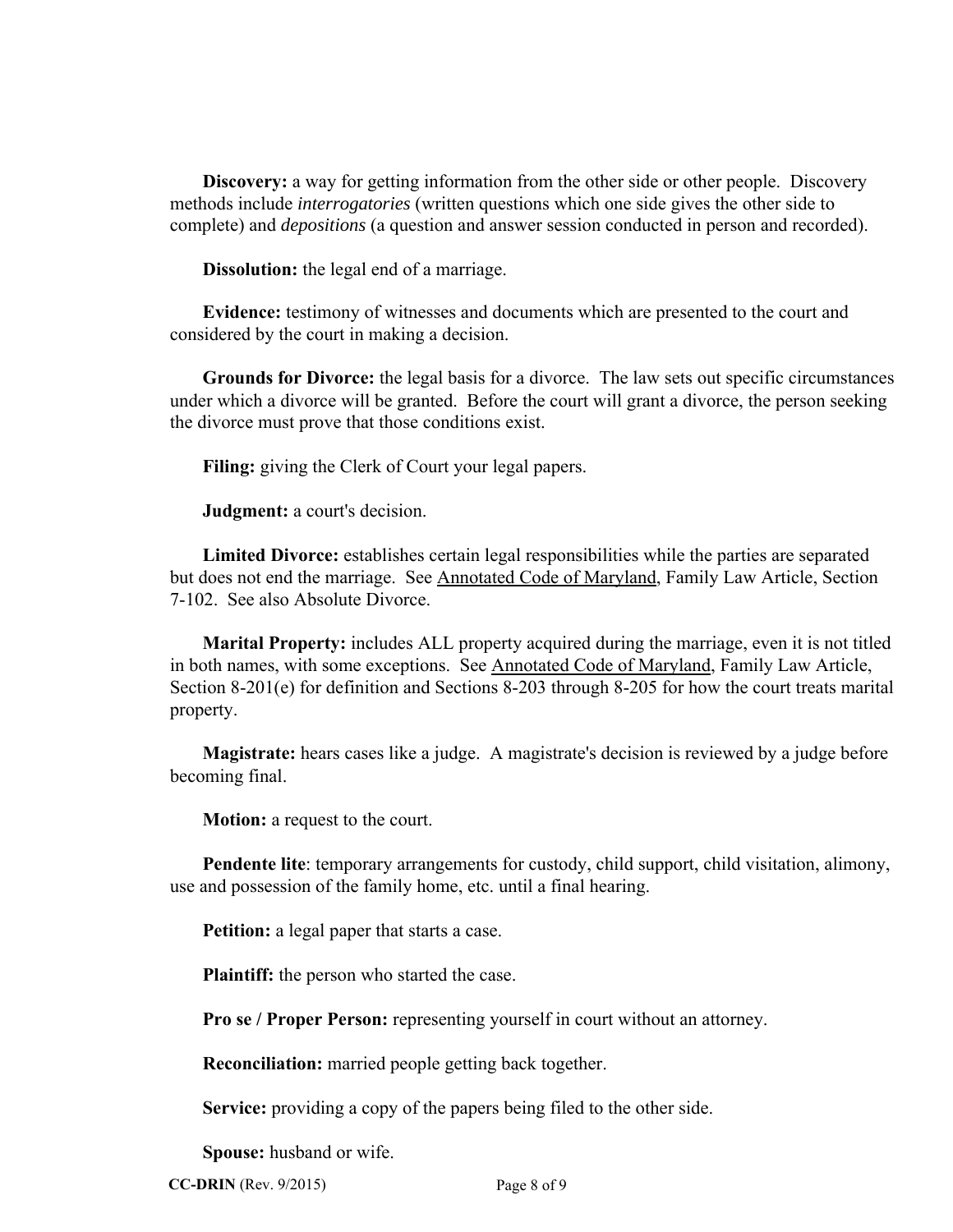**Discovery:** a way for getting information from the other side or other people. Discovery methods include *interrogatories* (written questions which one side gives the other side to complete) and *depositions* (a question and answer session conducted in person and recorded).

**Dissolution:** the legal end of a marriage.

**Evidence:** testimony of witnesses and documents which are presented to the court and considered by the court in making a decision.

**Grounds for Divorce:** the legal basis for a divorce. The law sets out specific circumstances under which a divorce will be granted. Before the court will grant a divorce, the person seeking the divorce must prove that those conditions exist.

**Filing:** giving the Clerk of Court your legal papers.

**Judgment:** a court's decision.

**Limited Divorce:** establishes certain legal responsibilities while the parties are separated but does not end the marriage. See Annotated Code of Maryland, Family Law Article, Section 7-102. See also Absolute Divorce.

**Marital Property:** includes ALL property acquired during the marriage, even it is not titled in both names, with some exceptions. See Annotated Code of Maryland, Family Law Article, Section 8-201(e) for definition and Sections 8-203 through 8-205 for how the court treats marital property.

**Magistrate:** hears cases like a judge. A magistrate's decision is reviewed by a judge before becoming final.

**Motion:** a request to the court.

**Pendente lite**: temporary arrangements for custody, child support, child visitation, alimony, use and possession of the family home, etc. until a final hearing.

**Petition:** a legal paper that starts a case.

**Plaintiff:** the person who started the case.

**Pro se / Proper Person:** representing yourself in court without an attorney.

**Reconciliation:** married people getting back together.

**Service:** providing a copy of the papers being filed to the other side.

**Spouse:** husband or wife.

**CC-DRIN** (Rev. 9/2015)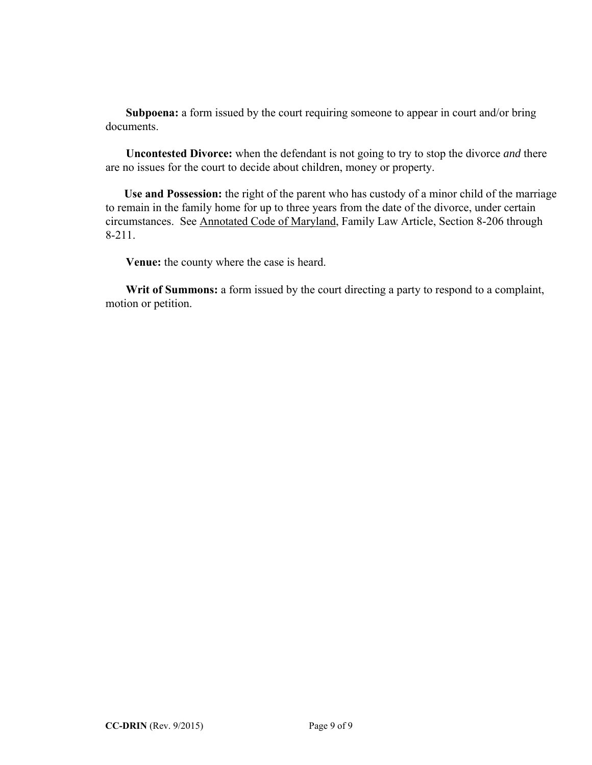**Subpoena:** a form issued by the court requiring someone to appear in court and/or bring documents.

**Uncontested Divorce:** when the defendant is not going to try to stop the divorce *and* there are no issues for the court to decide about children, money or property.

**Use and Possession:** the right of the parent who has custody of a minor child of the marriage to remain in the family home for up to three years from the date of the divorce, under certain circumstances. See <u>Annotated Code of Maryland</u>, Family Law Article, Section 8-206 through 8-211.

**Venue:** the county where the case is heard.

**Writ of Summons:** a form issued by the court directing a party to respond to a complaint, motion or petition.